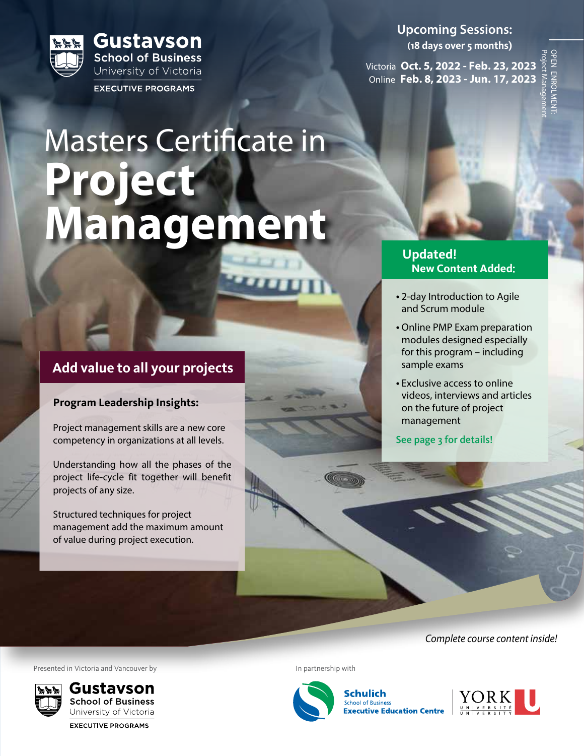Gustavson School of Business
University of Victoria
EXECUTIVE PROGRAMS

**Upcoming Sessions:**
**(18 days over 5 months)**

Victoria **Oct. 5, 2022 - Feb. 23, 2023**
Online **Feb. 8, 2023 - Jun. 17, 2023**

OPEN ENROLMENT: Project Management

# Masters Certificate in **Project Management**

## Updated! New Content Added:

- 2-day Introduction to Agile and Scrum module
- Online PMP Exam preparation modules designed especially for this program – including sample exams
- Exclusive access to online videos, interviews and articles on the future of project management

See page 3 for details!

## Add value to all your projects

**Program Leadership Insights:**

Project management skills are a new core competency in organizations at all levels.

Understanding how all the phases of the project life-cycle fit together will benefit projects of any size.

Structured techniques for project management add the maximum amount of value during project execution.

*Complete course content inside!*

Presented in Victoria and Vancouver by

Gustavson School of Business
University of Victoria
EXECUTIVE PROGRAMS

In partnership with

Schulich School of Business Executive Education Centre

YORK UNIVERSITÉ UNIVERSITY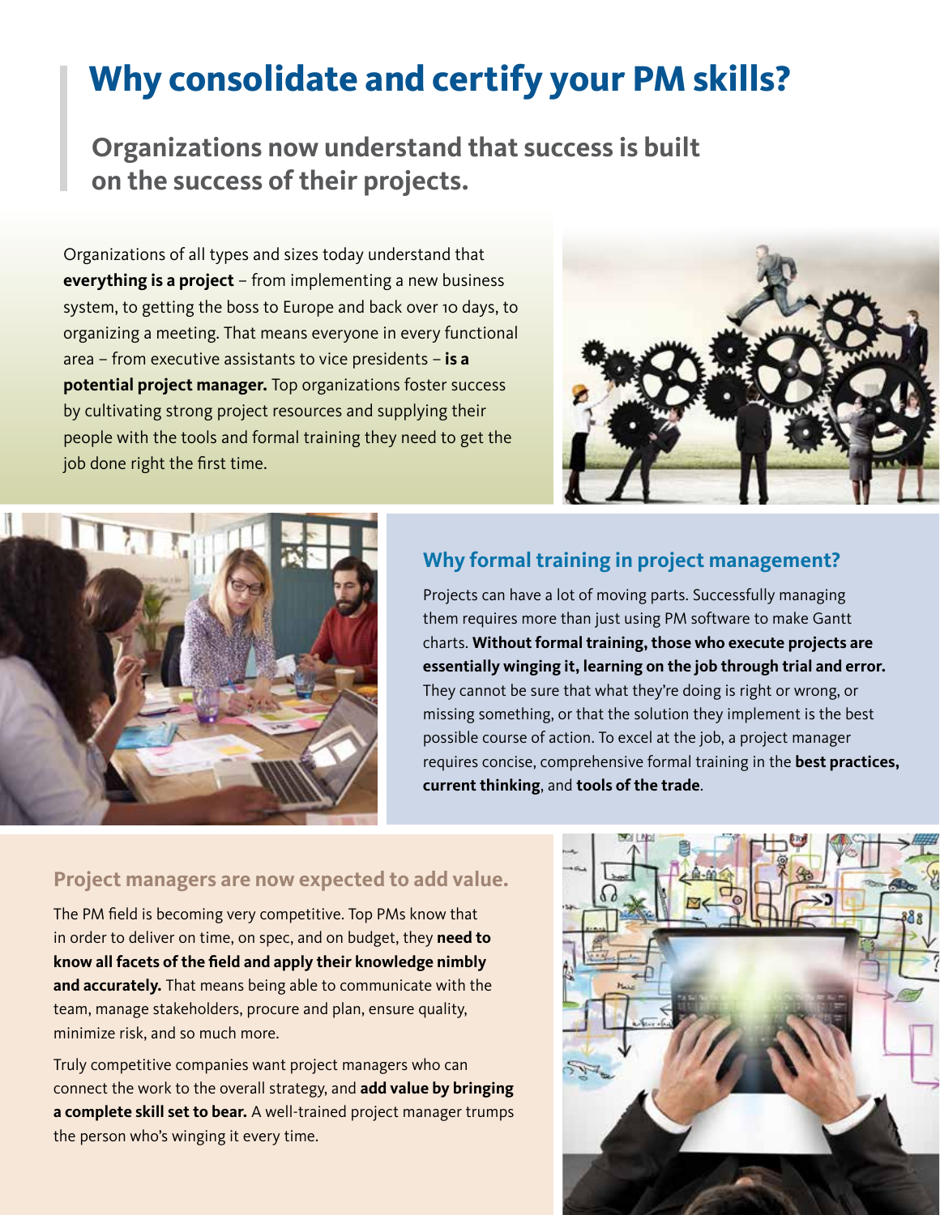# Why consolidate and certify your PM skills?

## Organizations now understand that success is built on the success of their projects.

Organizations of all types and sizes today understand that **everything is a project** – from implementing a new business system, to getting the boss to Europe and back over 10 days, to organizing a meeting. That means everyone in every functional area – from executive assistants to vice presidents – **is a potential project manager.** Top organizations foster success by cultivating strong project resources and supplying their people with the tools and formal training they need to get the job done right the first time.

### Why formal training in project management?

Projects can have a lot of moving parts. Successfully managing them requires more than just using PM software to make Gantt charts. **Without formal training, those who execute projects are essentially winging it, learning on the job through trial and error.** They cannot be sure that what they're doing is right or wrong, or missing something, or that the solution they implement is the best possible course of action. To excel at the job, a project manager requires concise, comprehensive formal training in the **best practices, current thinking**, and **tools of the trade**.

### Project managers are now expected to add value.

The PM field is becoming very competitive. Top PMs know that in order to deliver on time, on spec, and on budget, they **need to know all facets of the field and apply their knowledge nimbly and accurately.** That means being able to communicate with the team, manage stakeholders, procure and plan, ensure quality, minimize risk, and so much more.

Truly competitive companies want project managers who can connect the work to the overall strategy, and **add value by bringing a complete skill set to bear.** A well-trained project manager trumps the person who's winging it every time.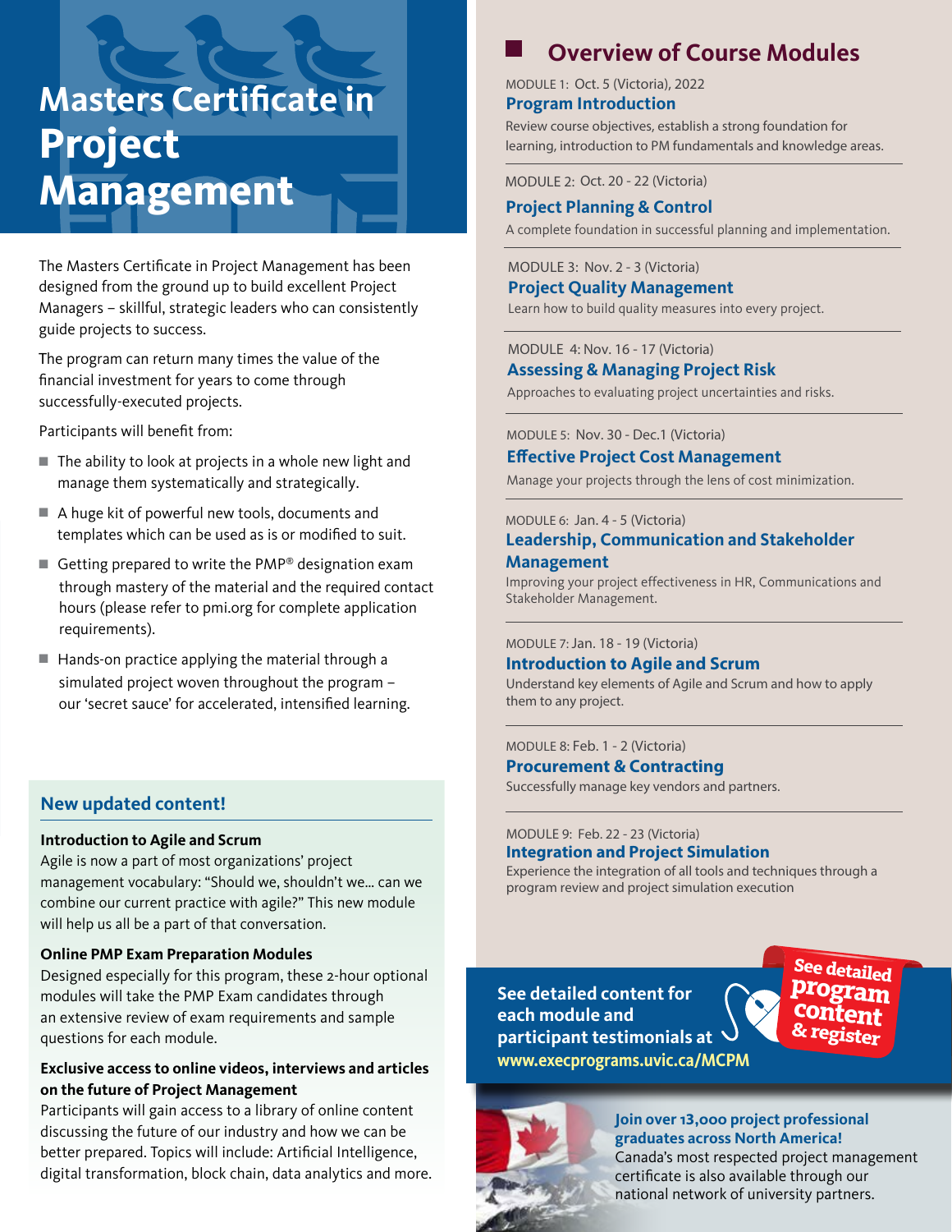# Masters Certificate in Project Management

The Masters Certificate in Project Management has been designed from the ground up to build excellent Project Managers – skillful, strategic leaders who can consistently guide projects to success.

The program can return many times the value of the financial investment for years to come through successfully-executed projects.

Participants will benefit from:

- The ability to look at projects in a whole new light and manage them systematically and strategically.
- A huge kit of powerful new tools, documents and templates which can be used as is or modified to suit.
- Getting prepared to write the PMP® designation exam through mastery of the material and the required contact hours (please refer to pmi.org for complete application requirements).
- Hands-on practice applying the material through a simulated project woven throughout the program – our 'secret sauce' for accelerated, intensified learning.

## New updated content!

**Introduction to Agile and Scrum**

Agile is now a part of most organizations' project management vocabulary: "Should we, shouldn't we... can we combine our current practice with agile?" This new module will help us all be a part of that conversation.

**Online PMP Exam Preparation Modules**

Designed especially for this program, these 2-hour optional modules will take the PMP Exam candidates through an extensive review of exam requirements and sample questions for each module.

**Exclusive access to online videos, interviews and articles on the future of Project Management**

Participants will gain access to a library of online content discussing the future of our industry and how we can be better prepared. Topics will include: Artificial Intelligence, digital transformation, block chain, data analytics and more.

## Overview of Course Modules

MODULE 1: Oct. 5 (Victoria), 2022

### Program Introduction

Review course objectives, establish a strong foundation for learning, introduction to PM fundamentals and knowledge areas.

MODULE 2: Oct. 20 - 22 (Victoria)

### Project Planning & Control

A complete foundation in successful planning and implementation.

MODULE 3: Nov. 2 - 3 (Victoria)

### Project Quality Management

Learn how to build quality measures into every project.

MODULE 4: Nov. 16 - 17 (Victoria)

### Assessing & Managing Project Risk

Approaches to evaluating project uncertainties and risks.

MODULE 5: Nov. 30 - Dec.1 (Victoria)

### Effective Project Cost Management

Manage your projects through the lens of cost minimization.

MODULE 6: Jan. 4 - 5 (Victoria)

### Leadership, Communication and Stakeholder Management

Improving your project effectiveness in HR, Communications and Stakeholder Management.

MODULE 7: Jan. 18 - 19 (Victoria)

### Introduction to Agile and Scrum

Understand key elements of Agile and Scrum and how to apply them to any project.

MODULE 8: Feb. 1 - 2 (Victoria)

### Procurement & Contracting

Successfully manage key vendors and partners.

MODULE 9: Feb. 22 - 23 (Victoria)

### Integration and Project Simulation

Experience the integration of all tools and techniques through a program review and project simulation execution

**See detailed content for each module and participant testimonials at www.execprograms.uvic.ca/MCPM**

**See detailed program content & register**

**Join over 13,000 project professional graduates across North America!**

Canada's most respected project management certificate is also available through our national network of university partners.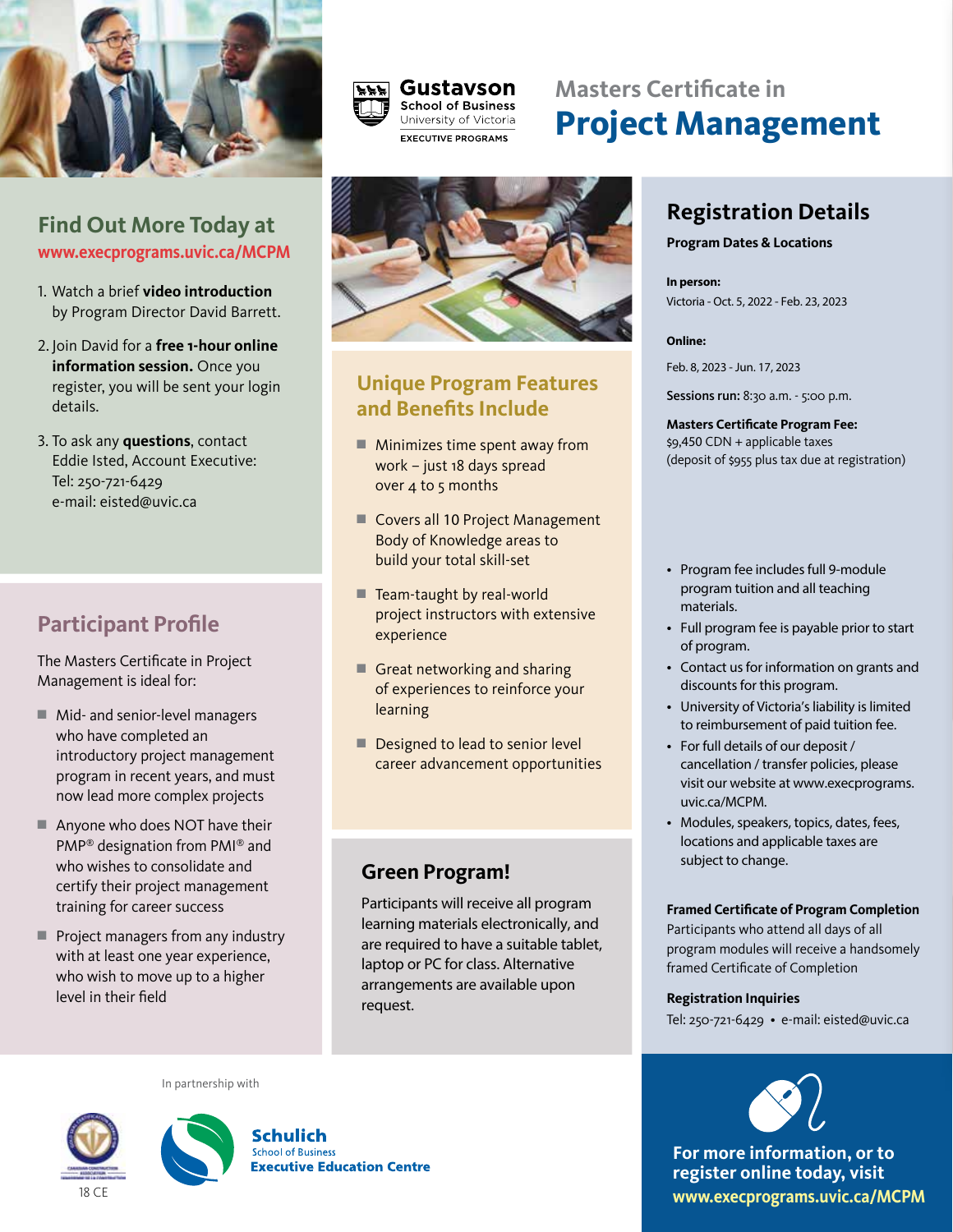Gustavson School of Business
University of Victoria
EXECUTIVE PROGRAMS

# Masters Certificate in Project Management

## Find Out More Today at www.execprograms.uvic.ca/MCPM

1. Watch a brief **video introduction** by Program Director David Barrett.
2. Join David for a **free 1-hour online information session.** Once you register, you will be sent your login details.
3. To ask any **questions**, contact Eddie Isted, Account Executive: Tel: 250-721-6429 e-mail: eisted@uvic.ca

## Participant Profile

The Masters Certificate in Project Management is ideal for:

- Mid- and senior-level managers who have completed an introductory project management program in recent years, and must now lead more complex projects
- Anyone who does NOT have their PMP® designation from PMI® and who wishes to consolidate and certify their project management training for career success
- Project managers from any industry with at least one year experience, who wish to move up to a higher level in their field

## Unique Program Features and Benefits Include

- Minimizes time spent away from work – just 18 days spread over 4 to 5 months
- Covers all 10 Project Management Body of Knowledge areas to build your total skill-set
- Team-taught by real-world project instructors with extensive experience
- Great networking and sharing of experiences to reinforce your learning
- Designed to lead to senior level career advancement opportunities

## Green Program!

Participants will receive all program learning materials electronically, and are required to have a suitable tablet, laptop or PC for class. Alternative arrangements are available upon request.

## Registration Details

**Program Dates & Locations**

**In person:**
Victoria - Oct. 5, 2022 - Feb. 23, 2023

**Online:**
Feb. 8, 2023 - Jun. 17, 2023

**Sessions run:** 8:30 a.m. - 5:00 p.m.

**Masters Certificate Program Fee:**
$9,450 CDN + applicable taxes
(deposit of $955 plus tax due at registration)

- Program fee includes full 9-module program tuition and all teaching materials.
- Full program fee is payable prior to start of program.
- Contact us for information on grants and discounts for this program.
- University of Victoria's liability is limited to reimbursement of paid tuition fee.
- For full details of our deposit / cancellation / transfer policies, please visit our website at www.execprograms.uvic.ca/MCPM.
- Modules, speakers, topics, dates, fees, locations and applicable taxes are subject to change.

**Framed Certificate of Program Completion**
Participants who attend all days of all program modules will receive a handsomely framed Certificate of Completion

**Registration Inquiries**
Tel: 250-721-6429 • e-mail: eisted@uvic.ca

**For more information, or to register online today, visit www.execprograms.uvic.ca/MCPM**

18 CE

In partnership with

Schulich School of Business Executive Education Centre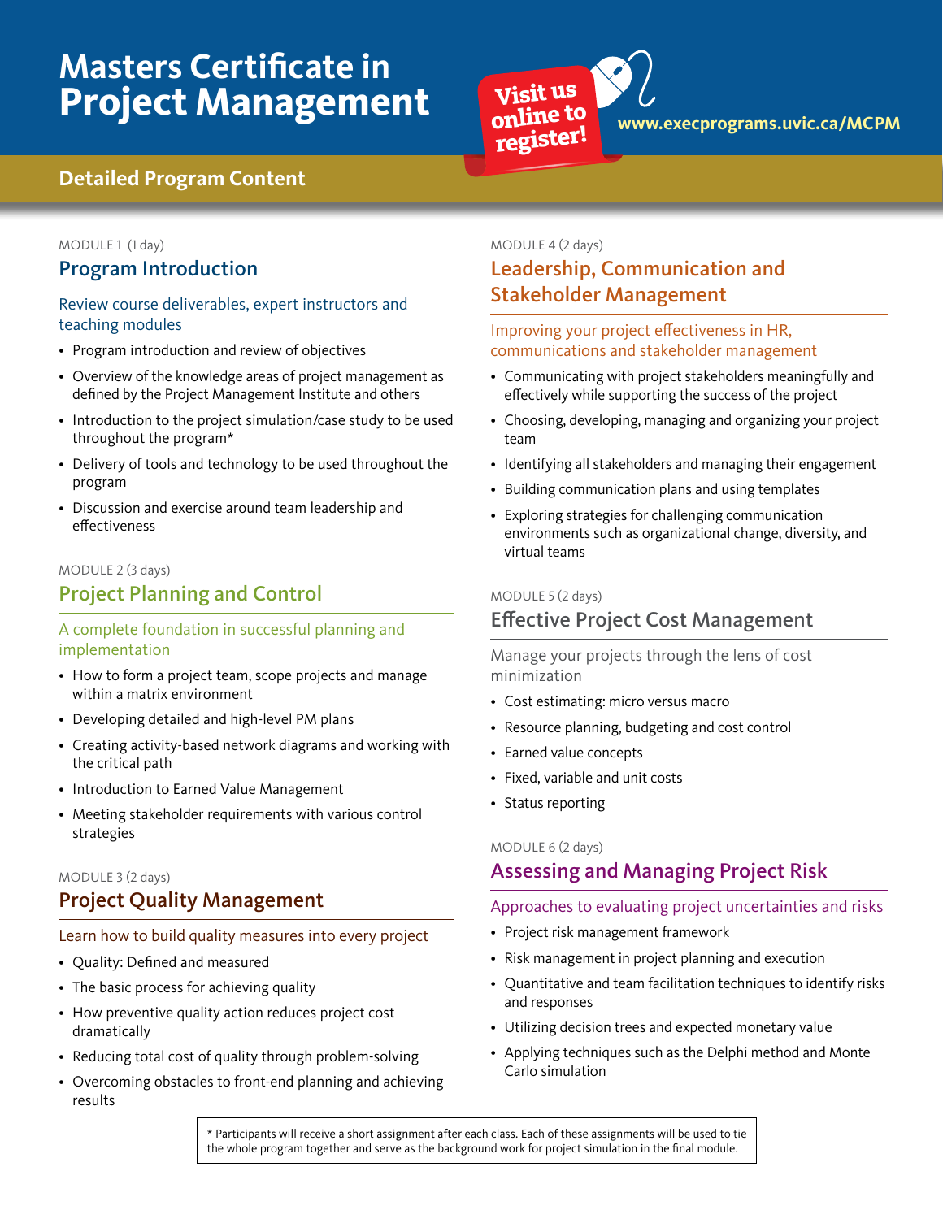# Masters Certificate in Project Management

Visit us online to register!

www.execprograms.uvic.ca/MCPM

## Detailed Program Content

MODULE 1 (1 day)

### Program Introduction

Review course deliverables, expert instructors and teaching modules

- Program introduction and review of objectives
- Overview of the knowledge areas of project management as defined by the Project Management Institute and others
- Introduction to the project simulation/case study to be used throughout the program*
- Delivery of tools and technology to be used throughout the program
- Discussion and exercise around team leadership and effectiveness

MODULE 2 (3 days)

### Project Planning and Control

A complete foundation in successful planning and implementation

- How to form a project team, scope projects and manage within a matrix environment
- Developing detailed and high-level PM plans
- Creating activity-based network diagrams and working with the critical path
- Introduction to Earned Value Management
- Meeting stakeholder requirements with various control strategies

MODULE 3 (2 days)

### Project Quality Management

Learn how to build quality measures into every project

- Quality: Defined and measured
- The basic process for achieving quality
- How preventive quality action reduces project cost dramatically
- Reducing total cost of quality through problem-solving
- Overcoming obstacles to front-end planning and achieving results

MODULE 4 (2 days)

### Leadership, Communication and Stakeholder Management

Improving your project effectiveness in HR, communications and stakeholder management

- Communicating with project stakeholders meaningfully and effectively while supporting the success of the project
- Choosing, developing, managing and organizing your project team
- Identifying all stakeholders and managing their engagement
- Building communication plans and using templates
- Exploring strategies for challenging communication environments such as organizational change, diversity, and virtual teams

MODULE 5 (2 days)

### Effective Project Cost Management

Manage your projects through the lens of cost minimization

- Cost estimating: micro versus macro
- Resource planning, budgeting and cost control
- Earned value concepts
- Fixed, variable and unit costs
- Status reporting

MODULE 6 (2 days)

### Assessing and Managing Project Risk

Approaches to evaluating project uncertainties and risks

- Project risk management framework
- Risk management in project planning and execution
- Quantitative and team facilitation techniques to identify risks and responses
- Utilizing decision trees and expected monetary value
- Applying techniques such as the Delphi method and Monte Carlo simulation

* Participants will receive a short assignment after each class. Each of these assignments will be used to tie the whole program together and serve as the background work for project simulation in the final module.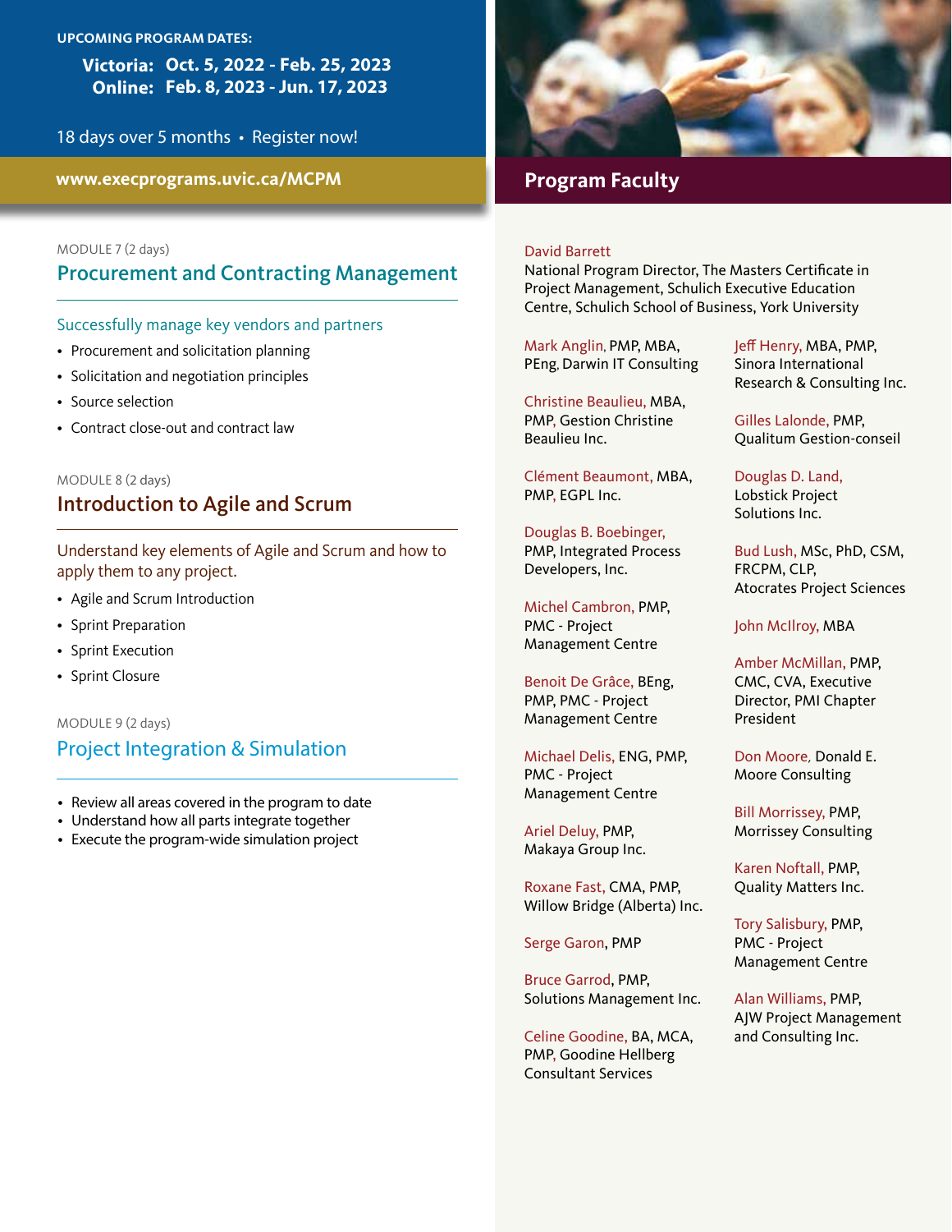**UPCOMING PROGRAM DATES:**

**Victoria: Oct. 5, 2022 - Feb. 25, 2023**
**Online: Feb. 8, 2023 - Jun. 17, 2023**

18 days over 5 months • Register now!

**www.execprograms.uvic.ca/MCPM**

MODULE 7 (2 days)

## Procurement and Contracting Management

### Successfully manage key vendors and partners

- Procurement and solicitation planning
- Solicitation and negotiation principles
- Source selection
- Contract close-out and contract law

MODULE 8 (2 days)

## Introduction to Agile and Scrum

### Understand key elements of Agile and Scrum and how to apply them to any project.

- Agile and Scrum Introduction
- Sprint Preparation
- Sprint Execution
- Sprint Closure

MODULE 9 (2 days)

## Project Integration & Simulation

- Review all areas covered in the program to date
- Understand how all parts integrate together
- Execute the program-wide simulation project

## Program Faculty

David Barrett
National Program Director, The Masters Certificate in Project Management, Schulich Executive Education Centre, Schulich School of Business, York University

Mark Anglin, PMP, MBA, PEng, Darwin IT Consulting

Christine Beaulieu, MBA, PMP, Gestion Christine Beaulieu Inc.

Clément Beaumont, MBA, PMP, EGPL Inc.

Douglas B. Boebinger, PMP, Integrated Process Developers, Inc.

Michel Cambron, PMP, PMC - Project Management Centre

Benoit De Grâce, BEng, PMP, PMC - Project Management Centre

Michael Delis, ENG, PMP, PMC - Project Management Centre

Ariel Deluy, PMP, Makaya Group Inc.

Roxane Fast, CMA, PMP, Willow Bridge (Alberta) Inc.

Serge Garon, PMP

Bruce Garrod, PMP, Solutions Management Inc.

Celine Goodine, BA, MCA, PMP, Goodine Hellberg Consultant Services

Jeff Henry, MBA, PMP, Sinora International Research & Consulting Inc.

Gilles Lalonde, PMP, Qualitum Gestion-conseil

Douglas D. Land, Lobstick Project Solutions Inc.

Bud Lush, MSc, PhD, CSM, FRCPM, CLP, Atocrates Project Sciences

John McIlroy, MBA

Amber McMillan, PMP, CMC, CVA, Executive Director, PMI Chapter President

Don Moore, Donald E. Moore Consulting

Bill Morrissey, PMP, Morrissey Consulting

Karen Noftall, PMP, Quality Matters Inc.

Tory Salisbury, PMP, PMC - Project Management Centre

Alan Williams, PMP, AJW Project Management and Consulting Inc.